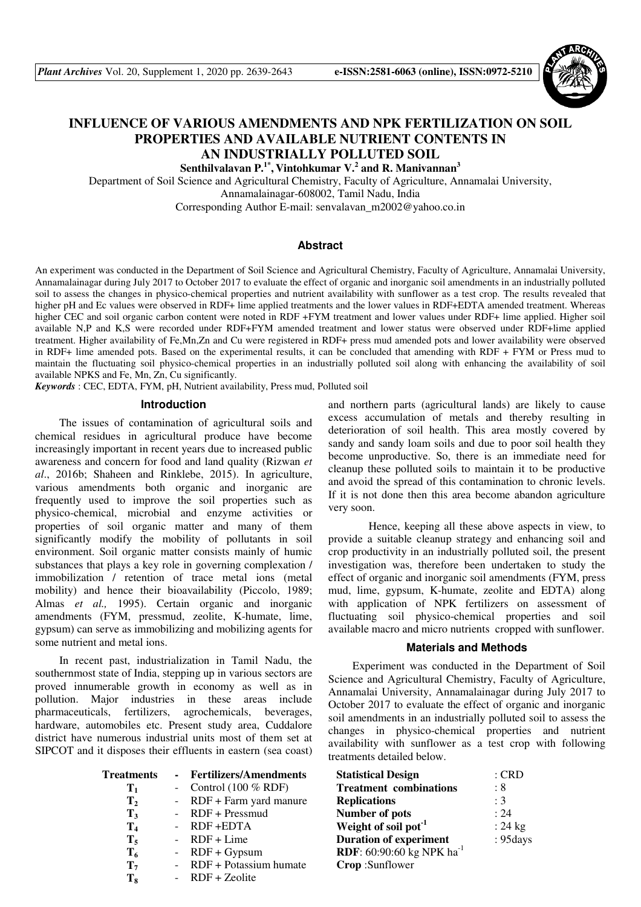# INFLUENCE OF VARIOUS AMENDMENTS AND NPK FERTILIZATION ON SOIL PROPERTIES AND AVAILABLE NUTRIENT CONTENTS IN AN INDUSTRIALLY POLLUTED SOIL

**Senthilvalavan P.[1*], Vintohkumar V.[2] and R. Manivannan[3]**

Department of Soil Science and Agricultural Chemistry, Faculty of Agriculture, Annamalai University, Annamalainagar-608002, Tamil Nadu, India

Corresponding Author E-mail: senvalavan_m2002@yahoo.co.in

## Abstract

An experiment was conducted in the Department of Soil Science and Agricultural Chemistry, Faculty of Agriculture, Annamalai University, Annamalainagar during July 2017 to October 2017 to evaluate the effect of organic and inorganic soil amendments in an industrially polluted soil to assess the changes in physico-chemical properties and nutrient availability with sunflower as a test crop. The results revealed that higher pH and Ec values were observed in RDF+ lime applied treatments and the lower values in RDF+EDTA amended treatment. Whereas higher CEC and soil organic carbon content were noted in RDF +FYM treatment and lower values under RDF+ lime applied. Higher soil available N,P and K,S were recorded under RDF+FYM amended treatment and lower status were observed under RDF+lime applied treatment. Higher availability of Fe,Mn,Zn and Cu were registered in RDF+ press mud amended pots and lower availability were observed in RDF+ lime amended pots. Based on the experimental results, it can be concluded that amending with RDF + FYM or Press mud to maintain the fluctuating soil physico-chemical properties in an industrially polluted soil along with enhancing the availability of soil available NPKS and Fe, Mn, Zn, Cu significantly.

*Keywords* : CEC, EDTA, FYM, pH, Nutrient availability, Press mud, Polluted soil

## Introduction

The issues of contamination of agricultural soils and chemical residues in agricultural produce have become increasingly important in recent years due to increased public awareness and concern for food and land quality (Rizwan *et al*., 2016b; Shaheen and Rinklebe, 2015). In agriculture, various amendments both organic and inorganic are frequently used to improve the soil properties such as physico-chemical, microbial and enzyme activities or properties of soil organic matter and many of them significantly modify the mobility of pollutants in soil environment. Soil organic matter consists mainly of humic substances that plays a key role in governing complexation / immobilization / retention of trace metal ions (metal mobility) and hence their bioavailability (Piccolo, 1989; Almas *et al.,* 1995). Certain organic and inorganic amendments (FYM, pressmud, zeolite, K-humate, lime, gypsum) can serve as immobilizing and mobilizing agents for some nutrient and metal ions.

In recent past, industrialization in Tamil Nadu, the southernmost state of India, stepping up in various sectors are proved innumerable growth in economy as well as in pollution. Major industries in these areas include pharmaceuticals, fertilizers, agrochemicals, beverages, hardware, automobiles etc. Present study area, Cuddalore district have numerous industrial units most of them set at SIPCOT and it disposes their effluents in eastern (sea coast) and northern parts (agricultural lands) are likely to cause excess accumulation of metals and thereby resulting in deterioration of soil health. This area mostly covered by sandy and sandy loam soils and due to poor soil health they become unproductive. So, there is an immediate need for cleanup these polluted soils to maintain it to be productive and avoid the spread of this contamination to chronic levels. If it is not done then this area become abandon agriculture very soon.

Hence, keeping all these above aspects in view, to provide a suitable cleanup strategy and enhancing soil and crop productivity in an industrially polluted soil, the present investigation was, therefore been undertaken to study the effect of organic and inorganic soil amendments (FYM, press mud, lime, gypsum, K-humate, zeolite and EDTA) along with application of NPK fertilizers on assessment of fluctuating soil physico-chemical properties and soil available macro and micro nutrients cropped with sunflower.

## Materials and Methods

Experiment was conducted in the Department of Soil Science and Agricultural Chemistry, Faculty of Agriculture, Annamalai University, Annamalainagar during July 2017 to October 2017 to evaluate the effect of organic and inorganic soil amendments in an industrially polluted soil to assess the changes in physico-chemical properties and nutrient availability with sunflower as a test crop with following treatments detailed below.

| Treatments | - | Fertilizers/Amendments |
|---|---|---|
| $T_1$ | - | Control (100 % RDF) |
| $T_2$ | - | RDF + Farm yard manure |
| $T_3$ | - | RDF + Pressmud |
| $T_4$ | - | RDF +EDTA |
| $T_5$ | - | RDF + Lime |
| $T_6$ | - | RDF + Gypsum |
| $T_7$ | - | RDF + Potassium humate |
| $T_8$ | - | RDF + Zeolite |

| | |
|---|---|
| **Statistical Design** | : CRD |
| **Treatment combinations** | : 8 |
| **Replications** | : 3 |
| **Number of pots** | : 24 |
| **Weight of soil pot$^{-1}$** | : 24 kg |
| **Duration of experiment** | : 95days |

**RDF**: 60:90:60 kg NPK ha$^{-1}$

**Crop** :Sunflower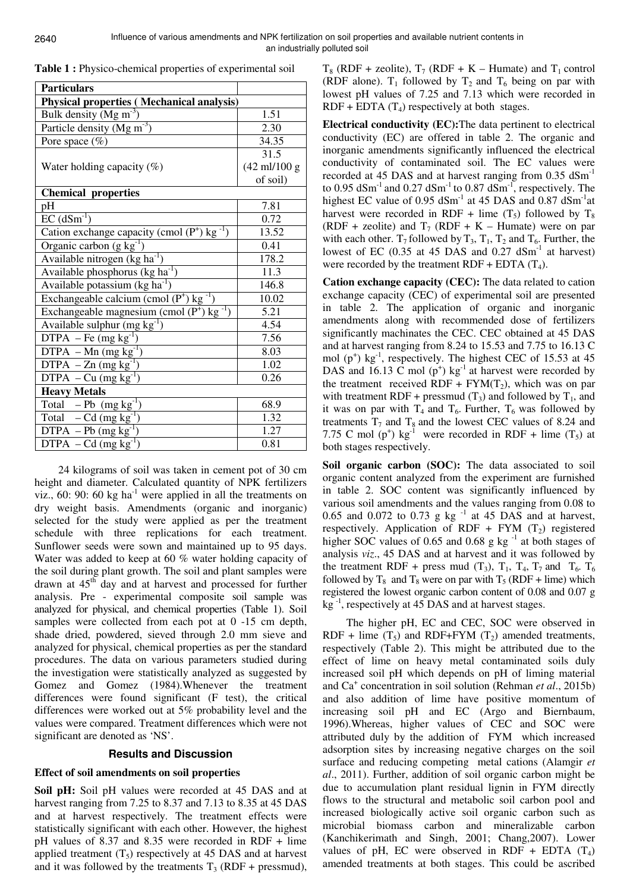**Table 1 :** Physico-chemical properties of experimental soil

| Particulars | |
|---|---|
| **Physical properties ( Mechanical analysis)** | |
| Bulk density (Mg $m^{-3}$) | 1.51 |
| Particle density (Mg $m^{-3}$) | 2.30 |
| Pore space (%) | 34.35 |
| Water holding capacity (%) | 31.5 (42 ml/100 g of soil) |
| **Chemical properties** | |
| pH | 7.81 |
| EC ($dSm^{-1}$) | 0.72 |
| Cation exchange capacity (cmol ($P^+$) $kg^{-1}$) | 13.52 |
| Organic carbon (g $kg^{-1}$) | 0.41 |
| Available nitrogen (kg $ha^{-1}$) | 178.2 |
| Available phosphorus (kg $ha^{-1}$) | 11.3 |
| Available potassium (kg $ha^{-1}$) | 146.8 |
| Exchangeable calcium (cmol ($P^+$) $kg^{-1}$) | 10.02 |
| Exchangeable magnesium (cmol ($P^+$) $kg^{-1}$) | 5.21 |
| Available sulphur (mg $kg^{-1}$) | 4.54 |
| DTPA – Fe (mg $kg^{-1}$) | 7.56 |
| DTPA – Mn (mg $kg^{-1}$) | 8.03 |
| DTPA – Zn (mg $kg^{-1}$) | 1.02 |
| DTPA – Cu (mg $kg^{-1}$) | 0.26 |
| **Heavy Metals** | |
| Total – Pb (mg $kg^{-1}$) | 68.9 |
| Total – Cd (mg $kg^{-1}$) | 1.32 |
| DTPA – Pb (mg $kg^{-1}$) | 1.27 |
| DTPA – Cd (mg $kg^{-1}$) | 0.81 |

24 kilograms of soil was taken in cement pot of 30 cm height and diameter. Calculated quantity of NPK fertilizers viz., 60: 90: 60 kg $ha^{-1}$ were applied in all the treatments on dry weight basis. Amendments (organic and inorganic) selected for the study were applied as per the treatment schedule with three replications for each treatment. Sunflower seeds were sown and maintained up to 95 days. Water was added to keep at 60 % water holding capacity of the soil during plant growth. The soil and plant samples were drawn at 45th day and at harvest and processed for further analysis. Pre - experimental composite soil sample was analyzed for physical, and chemical properties (Table 1). Soil samples were collected from each pot at 0 -15 cm depth, shade dried, powdered, sieved through 2.0 mm sieve and analyzed for physical, chemical properties as per the standard procedures. The data on various parameters studied during the investigation were statistically analyzed as suggested by Gomez and Gomez (1984).Whenever the treatment differences were found significant (F test), the critical differences were worked out at 5% probability level and the values were compared. Treatment differences which were not significant are denoted as 'NS'.

## Results and Discussion

### Effect of soil amendments on soil properties

**Soil pH:** Soil pH values were recorded at 45 DAS and at harvest ranging from 7.25 to 8.37 and 7.13 to 8.35 at 45 DAS and at harvest respectively. The treatment effects were statistically significant with each other. However, the highest pH values of 8.37 and 8.35 were recorded in RDF + lime applied treatment ($T_5$) respectively at 45 DAS and at harvest and it was followed by the treatments $T_3$ (RDF + pressmud), $T_8$ (RDF + zeolite), $T_7$ (RDF + K – Humate) and $T_1$ control (RDF alone). $T_1$ followed by $T_2$ and $T_6$ being on par with lowest pH values of 7.25 and 7.13 which were recorded in RDF + EDTA ($T_4$) respectively at both stages.

**Electrical conductivity (EC):**The data pertinent to electrical conductivity (EC) are offered in table 2. The organic and inorganic amendments significantly influenced the electrical conductivity of contaminated soil. The EC values were recorded at 45 DAS and at harvest ranging from 0.35 $dSm^{-1}$ to 0.95 $dSm^{-1}$ and 0.27 $dSm^{-1}$ to 0.87 $dSm^{-1}$, respectively. The highest EC value of 0.95 $dSm^{-1}$ at 45 DAS and 0.87 $dSm^{-1}$at harvest were recorded in RDF + lime ($T_5$) followed by $T_8$ (RDF + zeolite) and $T_7$ (RDF + K – Humate) were on par with each other. $T_7$ followed by $T_3$, $T_1$, $T_2$ and $T_6$. Further, the lowest of EC (0.35 at 45 DAS and 0.27 $dSm^{-1}$ at harvest) were recorded by the treatment RDF + EDTA ($T_4$).

**Cation exchange capacity (CEC):** The data related to cation exchange capacity (CEC) of experimental soil are presented in table 2. The application of organic and inorganic amendments along with recommended dose of fertilizers significantly machinates the CEC. CEC obtained at 45 DAS and at harvest ranging from 8.24 to 15.53 and 7.75 to 16.13 C mol ($p^+$) $kg^{-1}$, respectively. The highest CEC of 15.53 at 45 DAS and 16.13 C mol ($p^+$) $kg^{-1}$ at harvest were recorded by the treatment received RDF + FYM($T_2$), which was on par with treatment RDF + pressmud ($T_3$) and followed by $T_1$, and it was on par with $T_4$ and $T_6$. Further, $T_6$ was followed by treatments $T_7$ and $T_8$ and the lowest CEC values of 8.24 and 7.75 C mol ($p^+$) $kg^{-1}$ were recorded in RDF + lime ($T_5$) at both stages respectively.

**Soil organic carbon (SOC):** The data associated to soil organic content analyzed from the experiment are furnished in table 2. SOC content was significantly influenced by various soil amendments and the values ranging from 0.08 to 0.65 and 0.072 to 0.73 g $kg^{-1}$ at 45 DAS and at harvest, respectively. Application of RDF + FYM ($T_2$) registered higher SOC values of 0.65 and 0.68 g $kg^{-1}$ at both stages of analysis *viz*., 45 DAS and at harvest and it was followed by the treatment RDF + press mud ($T_3$), $T_1$, $T_4$, $T_7$ and $T_6$. $T_6$ followed by $T_8$ and $T_8$ were on par with $T_5$ (RDF + lime) which registered the lowest organic carbon content of 0.08 and 0.07 g $kg^{-1}$, respectively at 45 DAS and at harvest stages.

The higher pH, EC and CEC, SOC were observed in RDF + lime ($T_5$) and RDF+FYM ($T_2$) amended treatments, respectively (Table 2). This might be attributed due to the effect of lime on heavy metal contaminated soils duly increased soil pH which depends on pH of liming material and $Ca^+$ concentration in soil solution (Rehman *et al*., 2015b) and also addition of lime have positive momentum of increasing soil pH and EC (Argo and Biernbaum, 1996).Whereas, higher values of CEC and SOC were attributed duly by the addition of FYM which increased adsorption sites by increasing negative charges on the soil surface and reducing competing metal cations (Alamgir *et al*., 2011). Further, addition of soil organic carbon might be due to accumulation plant residual lignin in FYM directly flows to the structural and metabolic soil carbon pool and increased biologically active soil organic carbon such as microbial biomass carbon and mineralizable carbon (Kanchikerimath and Singh, 2001; Chang,2007). Lower values of pH, EC were observed in RDF + EDTA ($T_4$) amended treatments at both stages. This could be ascribed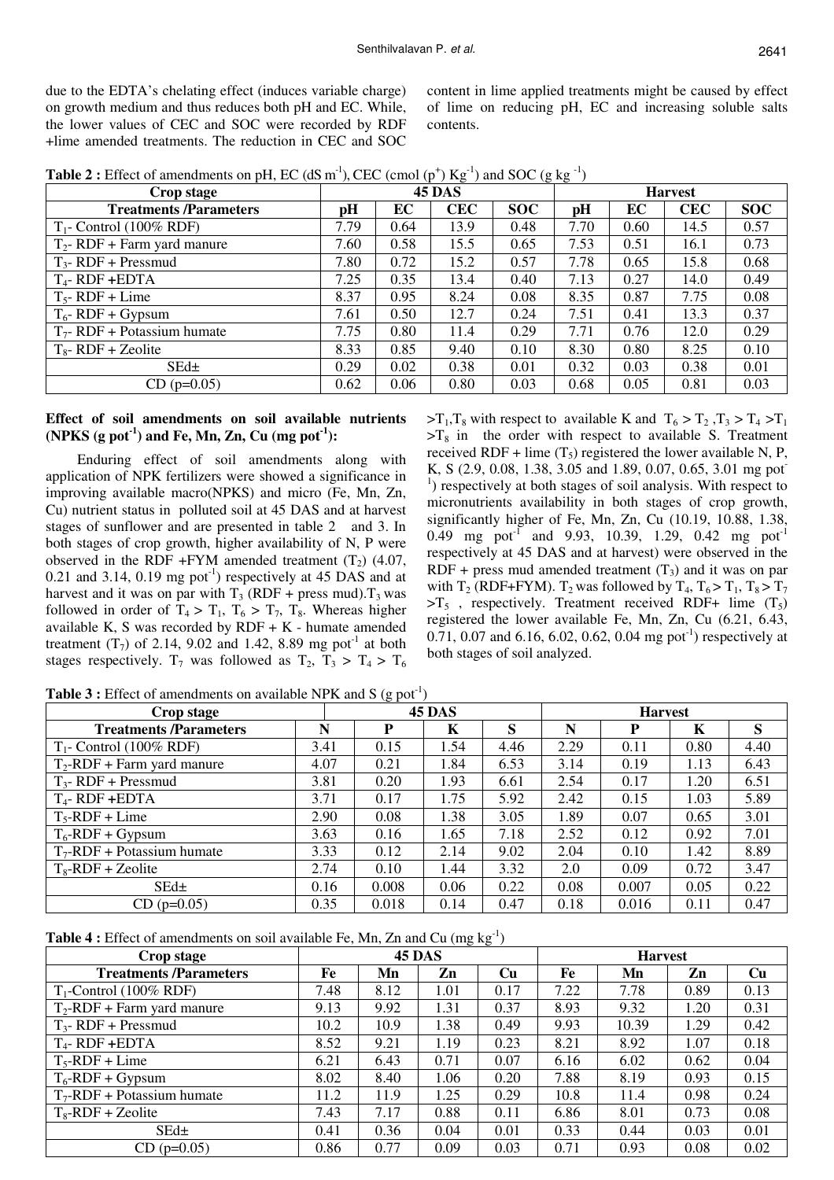due to the EDTA's chelating effect (induces variable charge) on growth medium and thus reduces both pH and EC. While, the lower values of CEC and SOC were recorded by RDF +lime amended treatments. The reduction in CEC and SOC content in lime applied treatments might be caused by effect of lime on reducing pH, EC and increasing soluble salts contents.

**Table 2 :** Effect of amendments on pH, EC (dS $m^{-1}$), CEC (cmol ($p^{+}$) $Kg^{-1}$) and SOC (g $kg^{-1}$)

| Crop stage | 45 DAS | | | | Harvest | | | |
|---|---|---|---|---|---|---|---|---|
| **Treatments /Parameters** | **pH** | **EC** | **CEC** | **SOC** | **pH** | **EC** | **CEC** | **SOC** |
| $T_1$- Control (100% RDF) | 7.79 | 0.64 | 13.9 | 0.48 | 7.70 | 0.60 | 14.5 | 0.57 |
| $T_2$- RDF + Farm yard manure | 7.60 | 0.58 | 15.5 | 0.65 | 7.53 | 0.51 | 16.1 | 0.73 |
| $T_3$- RDF + Pressmud | 7.80 | 0.72 | 15.2 | 0.57 | 7.78 | 0.65 | 15.8 | 0.68 |
| $T_4$- RDF +EDTA | 7.25 | 0.35 | 13.4 | 0.40 | 7.13 | 0.27 | 14.0 | 0.49 |
| $T_5$- RDF + Lime | 8.37 | 0.95 | 8.24 | 0.08 | 8.35 | 0.87 | 7.75 | 0.08 |
| $T_6$- RDF + Gypsum | 7.61 | 0.50 | 12.7 | 0.24 | 7.51 | 0.41 | 13.3 | 0.37 |
| $T_7$- RDF + Potassium humate | 7.75 | 0.80 | 11.4 | 0.29 | 7.71 | 0.76 | 12.0 | 0.29 |
| $T_8$- RDF + Zeolite | 8.33 | 0.85 | 9.40 | 0.10 | 8.30 | 0.80 | 8.25 | 0.10 |
| SEd± | 0.29 | 0.02 | 0.38 | 0.01 | 0.32 | 0.03 | 0.38 | 0.01 |
| CD (p=0.05) | 0.62 | 0.06 | 0.80 | 0.03 | 0.68 | 0.05 | 0.81 | 0.03 |

**Effect of soil amendments on soil available nutrients (NPKS (g $pot^{-1}$) and Fe, Mn, Zn, Cu (mg $pot^{-1}$):**

Enduring effect of soil amendments along with application of NPK fertilizers were showed a significance in improving available macro(NPKS) and micro (Fe, Mn, Zn, Cu) nutrient status in polluted soil at 45 DAS and at harvest stages of sunflower and are presented in table 2 and 3. In both stages of crop growth, higher availability of N, P were observed in the RDF +FYM amended treatment ($T_2$) (4.07, 0.21 and 3.14, 0.19 mg $pot^{-1}$) respectively at 45 DAS and at harvest and it was on par with $T_3$ (RDF + press mud).$T_3$ was followed in order of $T_4 > T_1$, $T_6 > T_7$, $T_8$. Whereas higher available K, S was recorded by RDF + K - humate amended treatment ($T_7$) of 2.14, 9.02 and 1.42, 8.89 mg $pot^{-1}$ at both stages respectively. $T_7$ was followed as $T_2$, $T_3 > T_4 > T_6 > T_1, T_8$ with respect to available K and $T_6 > T_2$ ,$T_3 > T_4 > T_1 > T_8$ in the order with respect to available S. Treatment received RDF + lime ($T_5$) registered the lower available N, P, K, S (2.9, 0.08, 1.38, 3.05 and 1.89, 0.07, 0.65, 3.01 mg $pot^{-1}$) respectively at both stages of soil analysis. With respect to micronutrients availability in both stages of crop growth, significantly higher of Fe, Mn, Zn, Cu (10.19, 10.88, 1.38, 0.49 mg $pot^{-1}$ and 9.93, 10.39, 1.29, 0.42 mg $pot^{-1}$ respectively at 45 DAS and at harvest) were observed in the RDF + press mud amended treatment ($T_3$) and it was on par with $T_2$ (RDF+FYM). $T_2$ was followed by $T_4$, $T_6 > T_1$, $T_8 > T_7 > T_5$ , respectively. Treatment received RDF+ lime ($T_5$) registered the lower available Fe, Mn, Zn, Cu (6.21, 6.43, 0.71, 0.07 and 6.16, 6.02, 0.62, 0.04 mg $pot^{-1}$) respectively at both stages of soil analyzed.

**Table 3 :** Effect of amendments on available NPK and S (g $pot^{-1}$)

| Crop stage | 45 DAS | | | | Harvest | | | |
|---|---|---|---|---|---|---|---|---|
| **Treatments /Parameters** | **N** | **P** | **K** | **S** | **N** | **P** | **K** | **S** |
| $T_1$- Control (100% RDF) | 3.41 | 0.15 | 1.54 | 4.46 | 2.29 | 0.11 | 0.80 | 4.40 |
| $T_2$-RDF + Farm yard manure | 4.07 | 0.21 | 1.84 | 6.53 | 3.14 | 0.19 | 1.13 | 6.43 |
| $T_3$- RDF + Pressmud | 3.81 | 0.20 | 1.93 | 6.61 | 2.54 | 0.17 | 1.20 | 6.51 |
| $T_4$- RDF +EDTA | 3.71 | 0.17 | 1.75 | 5.92 | 2.42 | 0.15 | 1.03 | 5.89 |
| $T_5$-RDF + Lime | 2.90 | 0.08 | 1.38 | 3.05 | 1.89 | 0.07 | 0.65 | 3.01 |
| $T_6$-RDF + Gypsum | 3.63 | 0.16 | 1.65 | 7.18 | 2.52 | 0.12 | 0.92 | 7.01 |
| $T_7$-RDF + Potassium humate | 3.33 | 0.12 | 2.14 | 9.02 | 2.04 | 0.10 | 1.42 | 8.89 |
| $T_8$-RDF + Zeolite | 2.74 | 0.10 | 1.44 | 3.32 | 2.0 | 0.09 | 0.72 | 3.47 |
| SEd± | 0.16 | 0.008 | 0.06 | 0.22 | 0.08 | 0.007 | 0.05 | 0.22 |
| CD (p=0.05) | 0.35 | 0.018 | 0.14 | 0.47 | 0.18 | 0.016 | 0.11 | 0.47 |

**Table 4 :** Effect of amendments on soil available Fe, Mn, Zn and Cu (mg $kg^{-1}$)

| Crop stage | 45 DAS | | | | Harvest | | | |
|---|---|---|---|---|---|---|---|---|
| **Treatments /Parameters** | **Fe** | **Mn** | **Zn** | **Cu** | **Fe** | **Mn** | **Zn** | **Cu** |
| $T_1$-Control (100% RDF) | 7.48 | 8.12 | 1.01 | 0.17 | 7.22 | 7.78 | 0.89 | 0.13 |
| $T_2$-RDF + Farm yard manure | 9.13 | 9.92 | 1.31 | 0.37 | 8.93 | 9.32 | 1.20 | 0.31 |
| $T_3$- RDF + Pressmud | 10.2 | 10.9 | 1.38 | 0.49 | 9.93 | 10.39 | 1.29 | 0.42 |
| $T_4$- RDF +EDTA | 8.52 | 9.21 | 1.19 | 0.23 | 8.21 | 8.92 | 1.07 | 0.18 |
| $T_5$-RDF + Lime | 6.21 | 6.43 | 0.71 | 0.07 | 6.16 | 6.02 | 0.62 | 0.04 |
| $T_6$-RDF + Gypsum | 8.02 | 8.40 | 1.06 | 0.20 | 7.88 | 8.19 | 0.93 | 0.15 |
| $T_7$-RDF + Potassium humate | 11.2 | 11.9 | 1.25 | 0.29 | 10.8 | 11.4 | 0.98 | 0.24 |
| $T_8$-RDF + Zeolite | 7.43 | 7.17 | 0.88 | 0.11 | 6.86 | 8.01 | 0.73 | 0.08 |
| SEd± | 0.41 | 0.36 | 0.04 | 0.01 | 0.33 | 0.44 | 0.03 | 0.01 |
| CD (p=0.05) | 0.86 | 0.77 | 0.09 | 0.03 | 0.71 | 0.93 | 0.08 | 0.02 |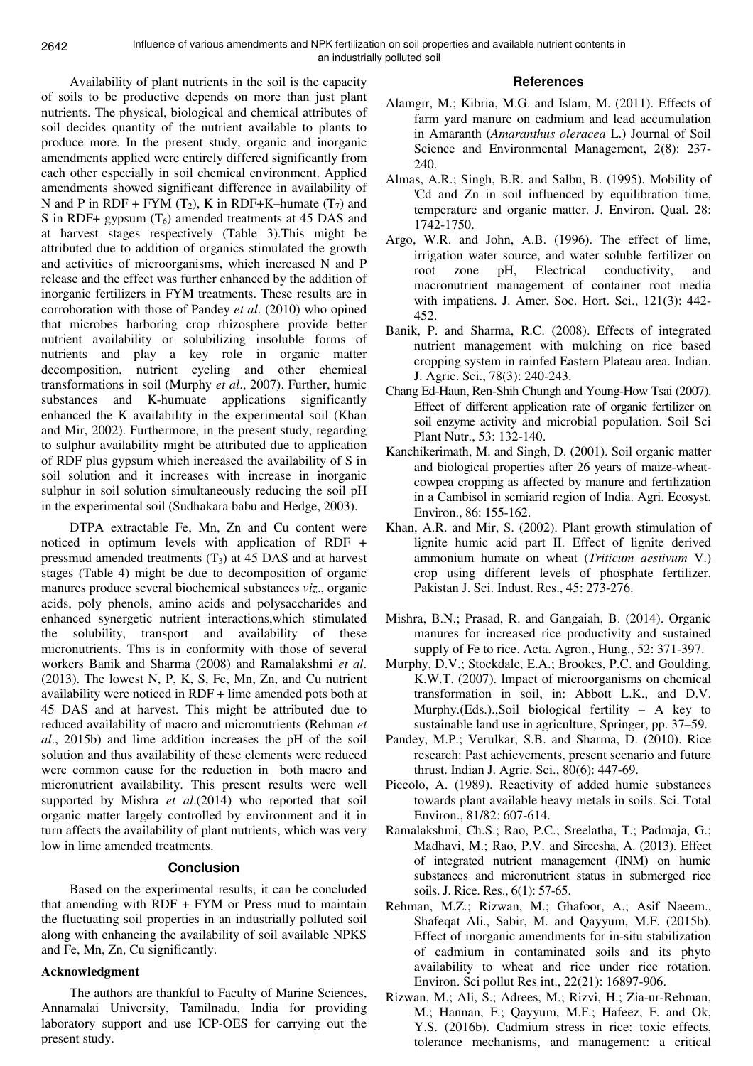Availability of plant nutrients in the soil is the capacity of soils to be productive depends on more than just plant nutrients. The physical, biological and chemical attributes of soil decides quantity of the nutrient available to plants to produce more. In the present study, organic and inorganic amendments applied were entirely differed significantly from each other especially in soil chemical environment. Applied amendments showed significant difference in availability of N and P in RDF + FYM ($T_2$), K in RDF+K–humate ($T_7$) and S in RDF+ gypsum ($T_6$) amended treatments at 45 DAS and at harvest stages respectively (Table 3).This might be attributed due to addition of organics stimulated the growth and activities of microorganisms, which increased N and P release and the effect was further enhanced by the addition of inorganic fertilizers in FYM treatments. These results are in corroboration with those of Pandey *et al*. (2010) who opined that microbes harboring crop rhizosphere provide better nutrient availability or solubilizing insoluble forms of nutrients and play a key role in organic matter decomposition, nutrient cycling and other chemical transformations in soil (Murphy *et al*., 2007). Further, humic substances and K-humuate applications significantly enhanced the K availability in the experimental soil (Khan and Mir, 2002). Furthermore, in the present study, regarding to sulphur availability might be attributed due to application of RDF plus gypsum which increased the availability of S in soil solution and it increases with increase in inorganic sulphur in soil solution simultaneously reducing the soil pH in the experimental soil (Sudhakara babu and Hedge, 2003).

DTPA extractable Fe, Mn, Zn and Cu content were noticed in optimum levels with application of RDF + pressmud amended treatments ($T_3$) at 45 DAS and at harvest stages (Table 4) might be due to decomposition of organic manures produce several biochemical substances *viz*., organic acids, poly phenols, amino acids and polysaccharides and enhanced synergetic nutrient interactions,which stimulated the solubility, transport and availability of these micronutrients. This is in conformity with those of several workers Banik and Sharma (2008) and Ramalakshmi *et al*. (2013). The lowest N, P, K, S, Fe, Mn, Zn, and Cu nutrient availability were noticed in RDF + lime amended pots both at 45 DAS and at harvest. This might be attributed due to reduced availability of macro and micronutrients (Rehman *et al*., 2015b) and lime addition increases the pH of the soil solution and thus availability of these elements were reduced were common cause for the reduction in both macro and micronutrient availability. This present results were well supported by Mishra *et al*.(2014) who reported that soil organic matter largely controlled by environment and it in turn affects the availability of plant nutrients, which was very low in lime amended treatments.

## Conclusion

Based on the experimental results, it can be concluded that amending with RDF + FYM or Press mud to maintain the fluctuating soil properties in an industrially polluted soil along with enhancing the availability of soil available NPKS and Fe, Mn, Zn, Cu significantly.

### Acknowledgment

The authors are thankful to Faculty of Marine Sciences, Annamalai University, Tamilnadu, India for providing laboratory support and use ICP-OES for carrying out the present study.

## References

Alamgir, M.; Kibria, M.G. and Islam, M. (2011). Effects of farm yard manure on cadmium and lead accumulation in Amaranth (*Amaranthus oleracea* L.) Journal of Soil Science and Environmental Management, 2(8): 237-240.

Almas, A.R.; Singh, B.R. and Salbu, B. (1995). Mobility of 'Cd and Zn in soil influenced by equilibration time, temperature and organic matter. J. Environ. Qual. 28: 1742-1750.

Argo, W.R. and John, A.B. (1996). The effect of lime, irrigation water source, and water soluble fertilizer on root zone pH, Electrical conductivity, and macronutrient management of container root media with impatiens. J. Amer. Soc. Hort. Sci., 121(3): 442-452.

Banik, P. and Sharma, R.C. (2008). Effects of integrated nutrient management with mulching on rice based cropping system in rainfed Eastern Plateau area. Indian. J. Agric. Sci., 78(3): 240-243.

Chang Ed-Haun, Ren-Shih Chungh and Young-How Tsai (2007). Effect of different application rate of organic fertilizer on soil enzyme activity and microbial population. Soil Sci Plant Nutr., 53: 132-140.

Kanchikerimath, M. and Singh, D. (2001). Soil organic matter and biological properties after 26 years of maize-wheat-cowpea cropping as affected by manure and fertilization in a Cambisol in semiarid region of India. Agri. Ecosyst. Environ., 86: 155-162.

Khan, A.R. and Mir, S. (2002). Plant growth stimulation of lignite humic acid part II. Effect of lignite derived ammonium humate on wheat (*Triticum aestivum* V.) crop using different levels of phosphate fertilizer. Pakistan J. Sci. Indust. Res., 45: 273-276.

Mishra, B.N.; Prasad, R. and Gangaiah, B. (2014). Organic manures for increased rice productivity and sustained supply of Fe to rice. Acta. Agron., Hung., 52: 371-397.

Murphy, D.V.; Stockdale, E.A.; Brookes, P.C. and Goulding, K.W.T. (2007). Impact of microorganisms on chemical transformation in soil, in: Abbott L.K., and D.V. Murphy.(Eds.).,Soil biological fertility – A key to sustainable land use in agriculture, Springer, pp. 37–59.

Pandey, M.P.; Verulkar, S.B. and Sharma, D. (2010). Rice research: Past achievements, present scenario and future thrust. Indian J. Agric. Sci., 80(6): 447-69.

Piccolo, A. (1989). Reactivity of added humic substances towards plant available heavy metals in soils. Sci. Total Environ., 81/82: 607-614.

Ramalakshmi, Ch.S.; Rao, P.C.; Sreelatha, T.; Padmaja, G.; Madhavi, M.; Rao, P.V. and Sireesha, A. (2013). Effect of integrated nutrient management (INM) on humic substances and micronutrient status in submerged rice soils. J. Rice. Res., 6(1): 57-65.

Rehman, M.Z.; Rizwan, M.; Ghafoor, A.; Asif Naeem., Shafeqat Ali., Sabir, M. and Qayyum, M.F. (2015b). Effect of inorganic amendments for in-situ stabilization of cadmium in contaminated soils and its phyto availability to wheat and rice under rice rotation. Environ. Sci pollut Res int., 22(21): 16897-906.

Rizwan, M.; Ali, S.; Adrees, M.; Rizvi, H.; Zia-ur-Rehman, M.; Hannan, F.; Qayyum, M.F.; Hafeez, F. and Ok, Y.S. (2016b). Cadmium stress in rice: toxic effects, tolerance mechanisms, and management: a critical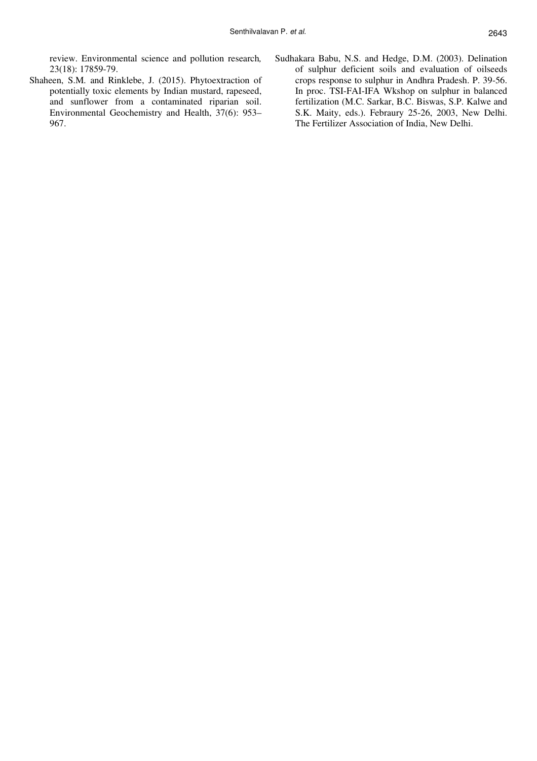review. Environmental science and pollution research*,* 23(18): 17859-79.

Shaheen, S.M. and Rinklebe, J. (2015). Phytoextraction of potentially toxic elements by Indian mustard, rapeseed, and sunflower from a contaminated riparian soil. Environmental Geochemistry and Health, 37(6): 953–967.

Sudhakara Babu, N.S. and Hedge, D.M. (2003). Delination of sulphur deficient soils and evaluation of oilseeds crops response to sulphur in Andhra Pradesh. P. 39-56. In proc. TSI-FAI-IFA Wkshop on sulphur in balanced fertilization (M.C. Sarkar, B.C. Biswas, S.P. Kalwe and S.K. Maity, eds.). Febraury 25-26, 2003, New Delhi. The Fertilizer Association of India, New Delhi.